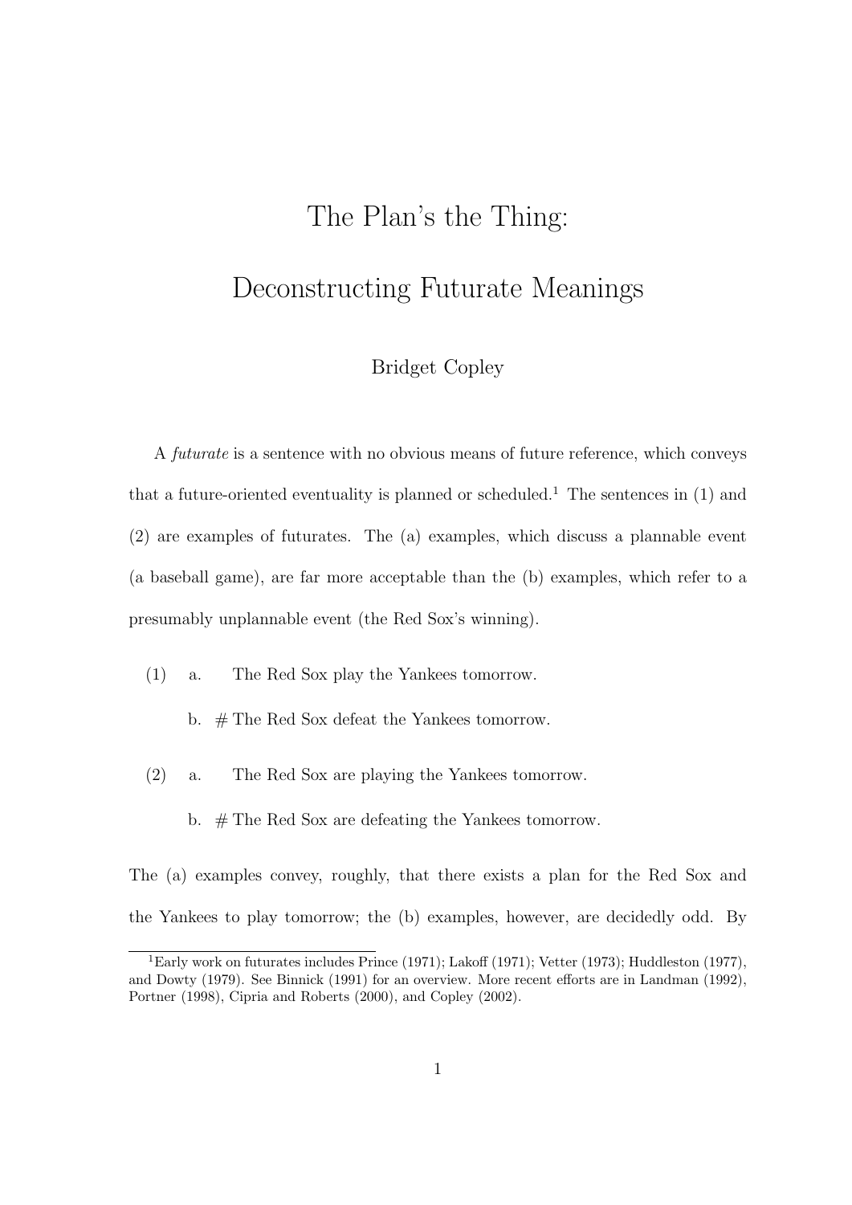# The Plan's the Thing:

# Deconstructing Futurate Meanings

Bridget Copley

A *futurate* is a sentence with no obvious means of future reference, which conveys that a future-oriented eventuality is planned or scheduled.[1] The sentences in (1) and (2) are examples of futurates. The (a) examples, which discuss a plannable event (a baseball game), are far more acceptable than the (b) examples, which refer to a presumably unplannable event (the Red Sox's winning).

(1) a. The Red Sox play the Yankees tomorrow.

b. # The Red Sox defeat the Yankees tomorrow.

(2) a. The Red Sox are playing the Yankees tomorrow.

b. # The Red Sox are defeating the Yankees tomorrow.

The (a) examples convey, roughly, that there exists a plan for the Red Sox and the Yankees to play tomorrow; the (b) examples, however, are decidedly odd. By

[1] Early work on futurates includes Prince (1971); Lakoff (1971); Vetter (1973); Huddleston (1977), and Dowty (1979). See Binnick (1991) for an overview. More recent efforts are in Landman (1992), Portner (1998), Cipria and Roberts (2000), and Copley (2002).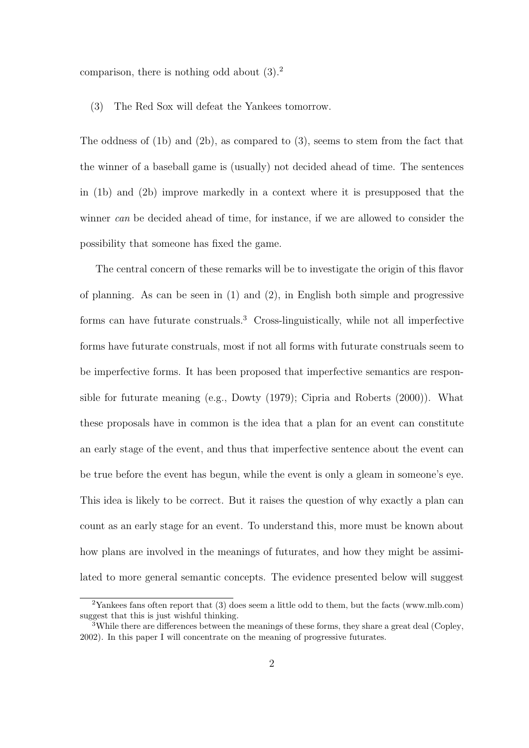comparison, there is nothing odd about (3).[2]

(3) The Red Sox will defeat the Yankees tomorrow.

The oddness of (1b) and (2b), as compared to (3), seems to stem from the fact that the winner of a baseball game is (usually) not decided ahead of time. The sentences in (1b) and (2b) improve markedly in a context where it is presupposed that the winner *can* be decided ahead of time, for instance, if we are allowed to consider the possibility that someone has fixed the game.

The central concern of these remarks will be to investigate the origin of this flavor of planning. As can be seen in (1) and (2), in English both simple and progressive forms can have futurate construals.[3] Cross-linguistically, while not all imperfective forms have futurate construals, most if not all forms with futurate construals seem to be imperfective forms. It has been proposed that imperfective semantics are responsible for futurate meaning (e.g., Dowty (1979); Cipria and Roberts (2000)). What these proposals have in common is the idea that a plan for an event can constitute an early stage of the event, and thus that imperfective sentence about the event can be true before the event has begun, while the event is only a gleam in someone's eye. This idea is likely to be correct. But it raises the question of why exactly a plan can count as an early stage for an event. To understand this, more must be known about how plans are involved in the meanings of futurates, and how they might be assimilated to more general semantic concepts. The evidence presented below will suggest

[2] Yankees fans often report that (3) does seem a little odd to them, but the facts (www.mlb.com) suggest that this is just wishful thinking.

[3] While there are differences between the meanings of these forms, they share a great deal (Copley, 2002). In this paper I will concentrate on the meaning of progressive futurates.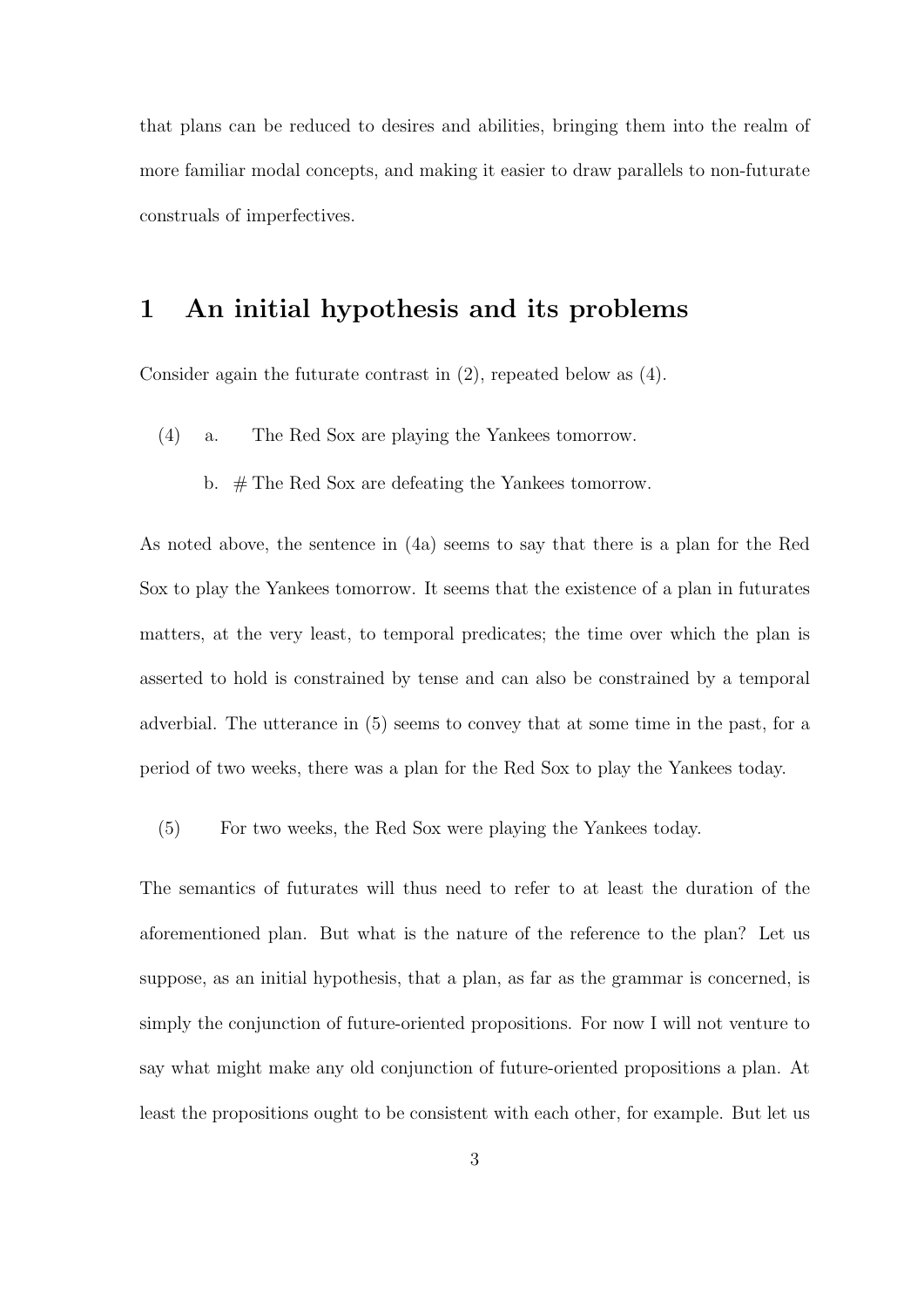that plans can be reduced to desires and abilities, bringing them into the realm of more familiar modal concepts, and making it easier to draw parallels to non-futurate construals of imperfectives.

# 1 An initial hypothesis and its problems

Consider again the futurate contrast in (2), repeated below as (4).

(4) a. The Red Sox are playing the Yankees tomorrow.

b. # The Red Sox are defeating the Yankees tomorrow.

As noted above, the sentence in (4a) seems to say that there is a plan for the Red Sox to play the Yankees tomorrow. It seems that the existence of a plan in futurates matters, at the very least, to temporal predicates; the time over which the plan is asserted to hold is constrained by tense and can also be constrained by a temporal adverbial. The utterance in (5) seems to convey that at some time in the past, for a period of two weeks, there was a plan for the Red Sox to play the Yankees today.

(5) For two weeks, the Red Sox were playing the Yankees today.

The semantics of futurates will thus need to refer to at least the duration of the aforementioned plan. But what is the nature of the reference to the plan? Let us suppose, as an initial hypothesis, that a plan, as far as the grammar is concerned, is simply the conjunction of future-oriented propositions. For now I will not venture to say what might make any old conjunction of future-oriented propositions a plan. At least the propositions ought to be consistent with each other, for example. But let us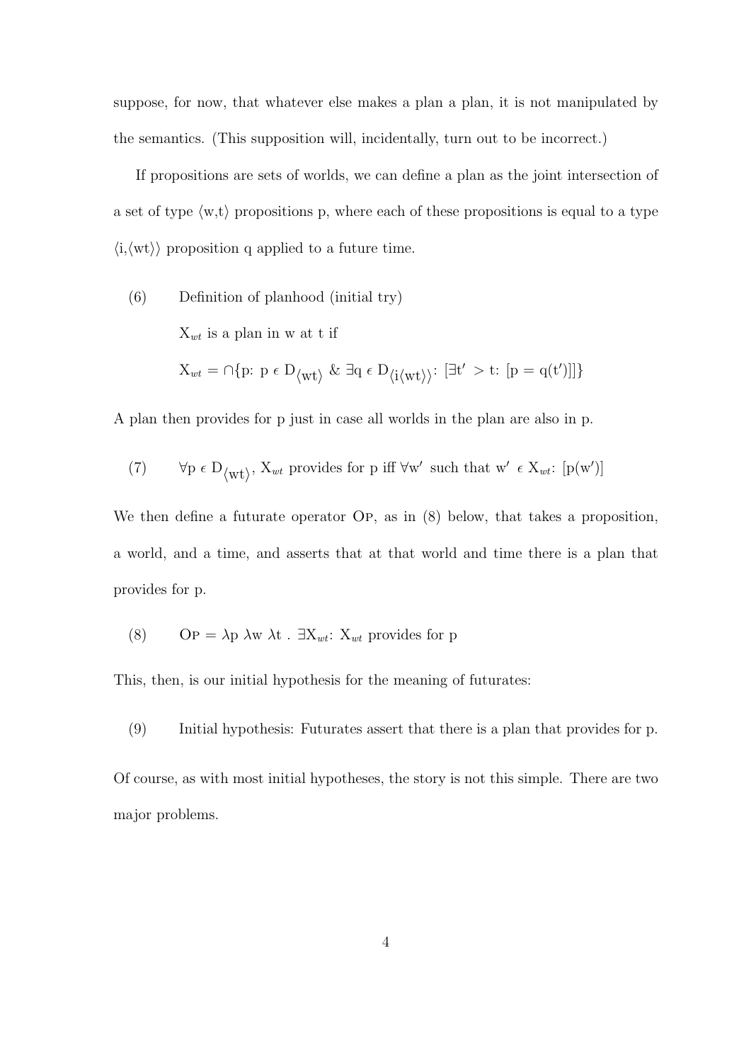suppose, for now, that whatever else makes a plan a plan, it is not manipulated by the semantics. (This supposition will, incidentally, turn out to be incorrect.)

If propositions are sets of worlds, we can define a plan as the joint intersection of a set of type $\langle$w,t$\rangle$ propositions p, where each of these propositions is equal to a type $\langle$i,$\langle$wt$\rangle\rangle$ proposition q applied to a future time.

(6) Definition of planhood (initial try)

$X_{wt}$ is a plan in w at t if

$$X_{wt} = \cap\{p\text{: } p \in D_{\langle wt \rangle} \ \&\ \exists q \in D_{\langle i \langle wt \rangle\rangle}\text{: } [\exists t' > t\text{: } [p = q(t')]]\}$$

A plan then provides for p just in case all worlds in the plan are also in p.

(7) $\forall p \in D_{\langle wt \rangle}$, $X_{wt}$ provides for p iff $\forall w'$ such that $w' \in X_{wt}$: $[p(w')]$

We then define a futurate operator Op, as in (8) below, that takes a proposition, a world, and a time, and asserts that at that world and time there is a plan that provides for p.

(8) $\text{Op} = \lambda p\ \lambda w\ \lambda t\ .\ \exists X_{wt}$: $X_{wt}$ provides for p

This, then, is our initial hypothesis for the meaning of futurates:

(9) Initial hypothesis: Futurates assert that there is a plan that provides for p.

Of course, as with most initial hypotheses, the story is not this simple. There are two major problems.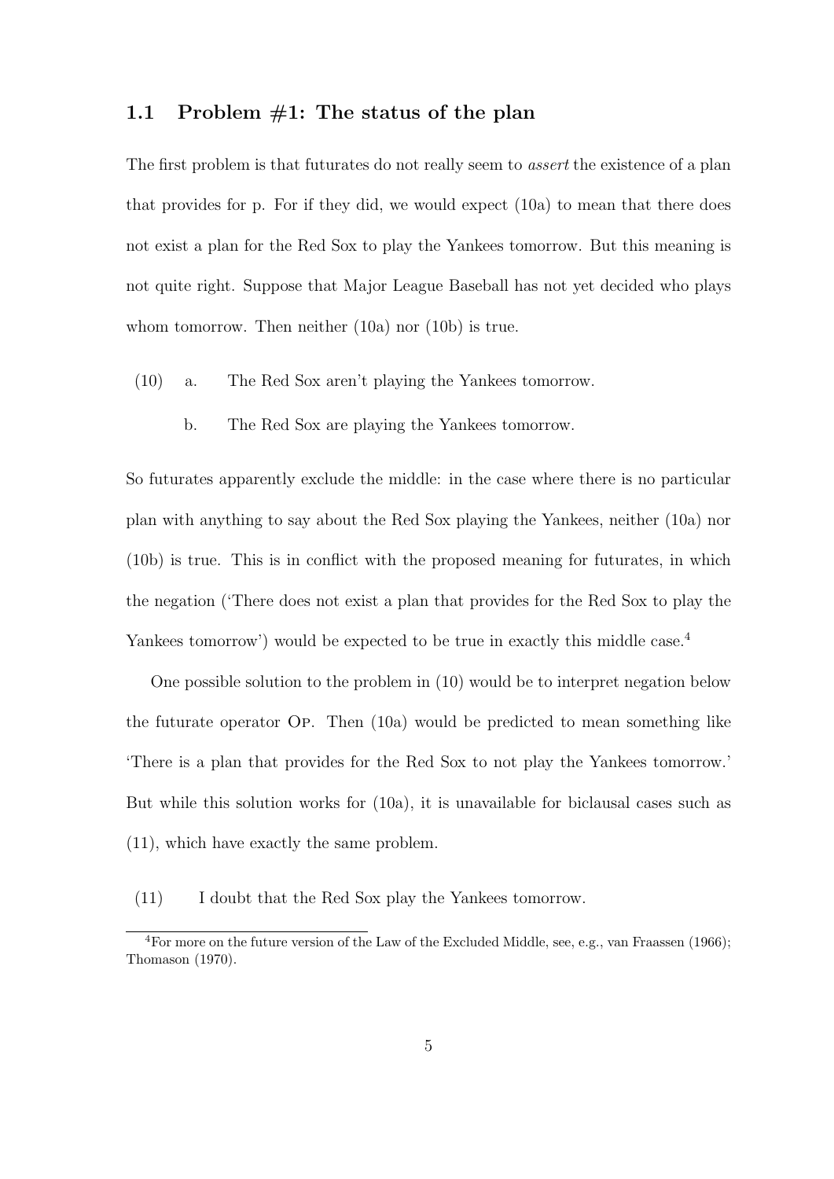### 1.1 Problem #1: The status of the plan

The first problem is that futurates do not really seem to *assert* the existence of a plan that provides for p. For if they did, we would expect (10a) to mean that there does not exist a plan for the Red Sox to play the Yankees tomorrow. But this meaning is not quite right. Suppose that Major League Baseball has not yet decided who plays whom tomorrow. Then neither (10a) nor (10b) is true.

(10) a. The Red Sox aren't playing the Yankees tomorrow.

b. The Red Sox are playing the Yankees tomorrow.

So futurates apparently exclude the middle: in the case where there is no particular plan with anything to say about the Red Sox playing the Yankees, neither (10a) nor (10b) is true. This is in conflict with the proposed meaning for futurates, in which the negation ('There does not exist a plan that provides for the Red Sox to play the Yankees tomorrow') would be expected to be true in exactly this middle case.[4]

One possible solution to the problem in (10) would be to interpret negation below the futurate operator Op. Then (10a) would be predicted to mean something like 'There is a plan that provides for the Red Sox to not play the Yankees tomorrow.' But while this solution works for (10a), it is unavailable for biclausal cases such as (11), which have exactly the same problem.

(11) I doubt that the Red Sox play the Yankees tomorrow.

[4] For more on the future version of the Law of the Excluded Middle, see, e.g., van Fraassen (1966); Thomason (1970).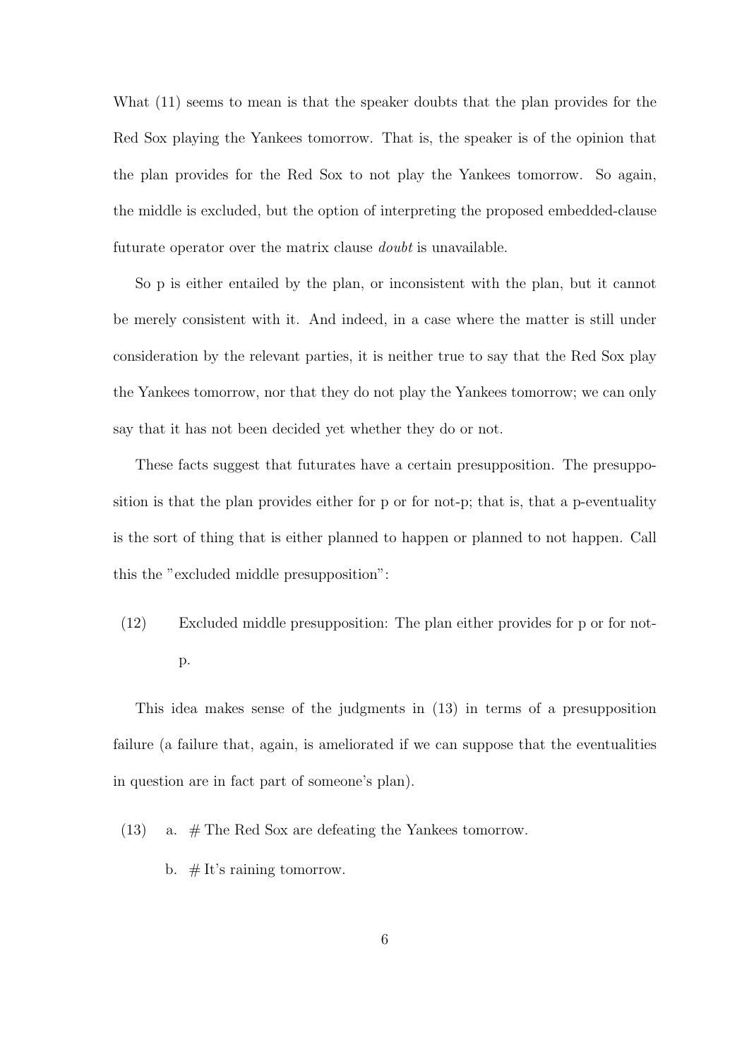What (11) seems to mean is that the speaker doubts that the plan provides for the Red Sox playing the Yankees tomorrow. That is, the speaker is of the opinion that the plan provides for the Red Sox to not play the Yankees tomorrow. So again, the middle is excluded, but the option of interpreting the proposed embedded-clause futurate operator over the matrix clause *doubt* is unavailable.

So p is either entailed by the plan, or inconsistent with the plan, but it cannot be merely consistent with it. And indeed, in a case where the matter is still under consideration by the relevant parties, it is neither true to say that the Red Sox play the Yankees tomorrow, nor that they do not play the Yankees tomorrow; we can only say that it has not been decided yet whether they do or not.

These facts suggest that futurates have a certain presupposition. The presupposition is that the plan provides either for p or for not-p; that is, that a p-eventuality is the sort of thing that is either planned to happen or planned to not happen. Call this the "excluded middle presupposition":

(12) Excluded middle presupposition: The plan either provides for p or for not-p.

This idea makes sense of the judgments in (13) in terms of a presupposition failure (a failure that, again, is ameliorated if we can suppose that the eventualities in question are in fact part of someone's plan).

(13) a. # The Red Sox are defeating the Yankees tomorrow.

b. # It's raining tomorrow.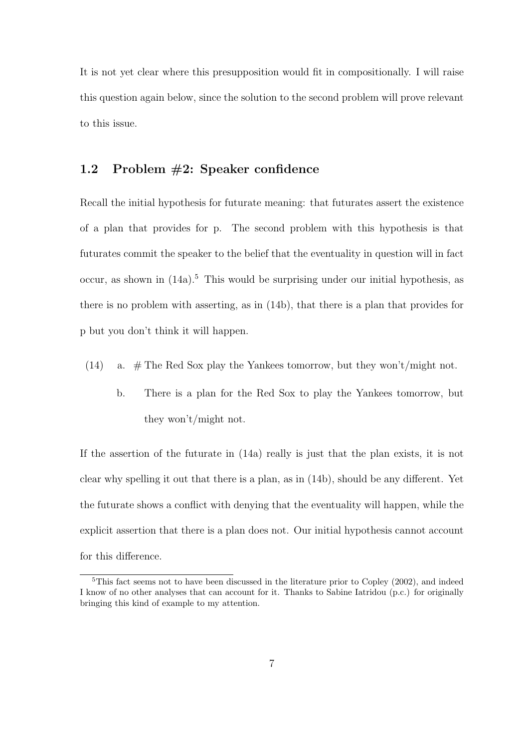It is not yet clear where this presupposition would fit in compositionally. I will raise this question again below, since the solution to the second problem will prove relevant to this issue.

### 1.2 Problem #2: Speaker confidence

Recall the initial hypothesis for futurate meaning: that futurates assert the existence of a plan that provides for p. The second problem with this hypothesis is that futurates commit the speaker to the belief that the eventuality in question will in fact occur, as shown in (14a).[5] This would be surprising under our initial hypothesis, as there is no problem with asserting, as in (14b), that there is a plan that provides for p but you don't think it will happen.

(14) a. # The Red Sox play the Yankees tomorrow, but they won't/might not.

b. There is a plan for the Red Sox to play the Yankees tomorrow, but they won't/might not.

If the assertion of the futurate in (14a) really is just that the plan exists, it is not clear why spelling it out that there is a plan, as in (14b), should be any different. Yet the futurate shows a conflict with denying that the eventuality will happen, while the explicit assertion that there is a plan does not. Our initial hypothesis cannot account for this difference.

[5] This fact seems not to have been discussed in the literature prior to Copley (2002), and indeed I know of no other analyses that can account for it. Thanks to Sabine Iatridou (p.c.) for originally bringing this kind of example to my attention.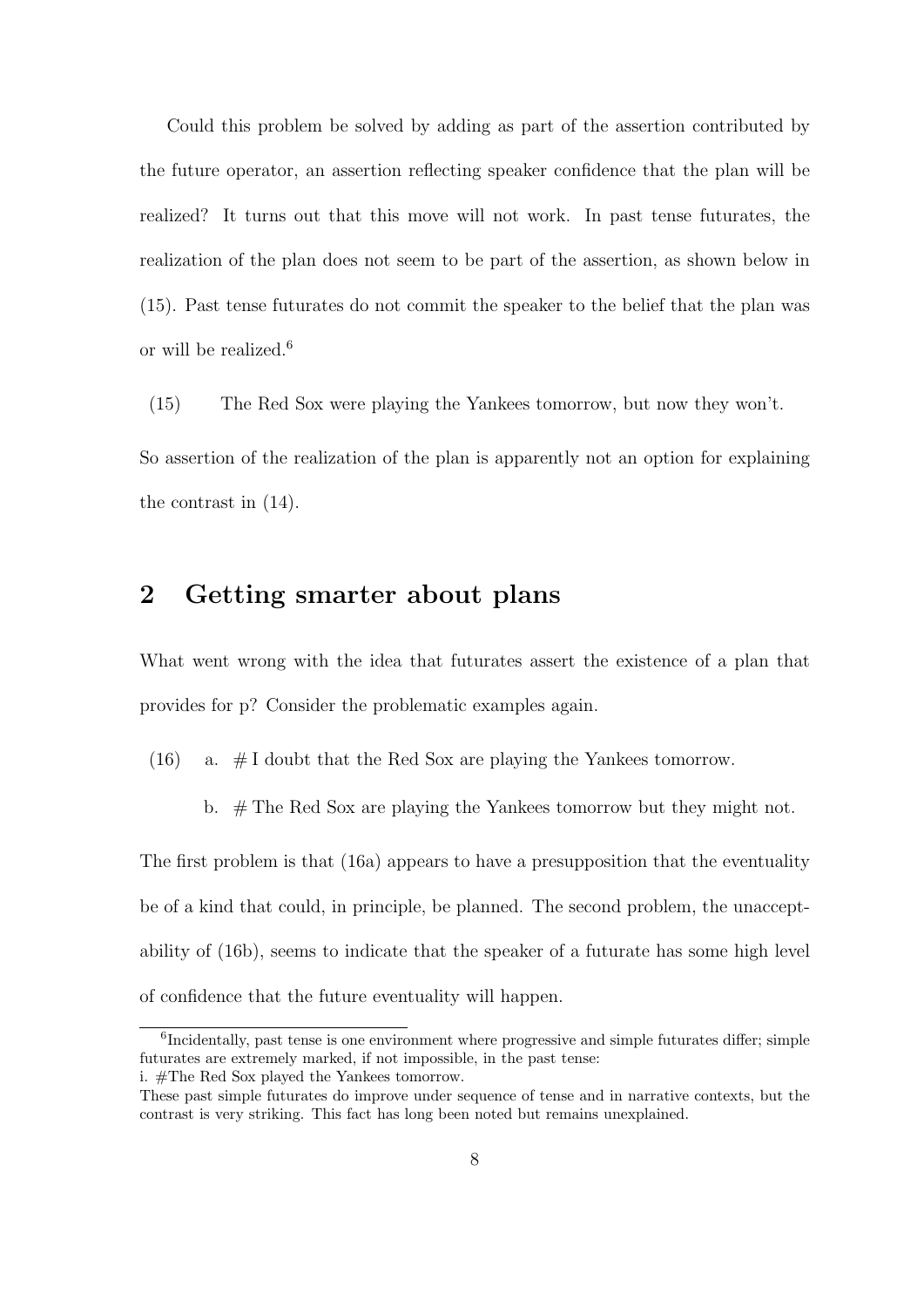Could this problem be solved by adding as part of the assertion contributed by the future operator, an assertion reflecting speaker confidence that the plan will be realized? It turns out that this move will not work. In past tense futurates, the realization of the plan does not seem to be part of the assertion, as shown below in (15). Past tense futurates do not commit the speaker to the belief that the plan was or will be realized.[6]

(15) The Red Sox were playing the Yankees tomorrow, but now they won't.

So assertion of the realization of the plan is apparently not an option for explaining the contrast in (14).

## 2 Getting smarter about plans

What went wrong with the idea that futurates assert the existence of a plan that provides for p? Consider the problematic examples again.

(16) a. # I doubt that the Red Sox are playing the Yankees tomorrow.

b. # The Red Sox are playing the Yankees tomorrow but they might not.

The first problem is that (16a) appears to have a presupposition that the eventuality be of a kind that could, in principle, be planned. The second problem, the unacceptability of (16b), seems to indicate that the speaker of a futurate has some high level of confidence that the future eventuality will happen.

---

[6] Incidentally, past tense is one environment where progressive and simple futurates differ; simple futurates are extremely marked, if not impossible, in the past tense:

i. #The Red Sox played the Yankees tomorrow.

These past simple futurates do improve under sequence of tense and in narrative contexts, but the contrast is very striking. This fact has long been noted but remains unexplained.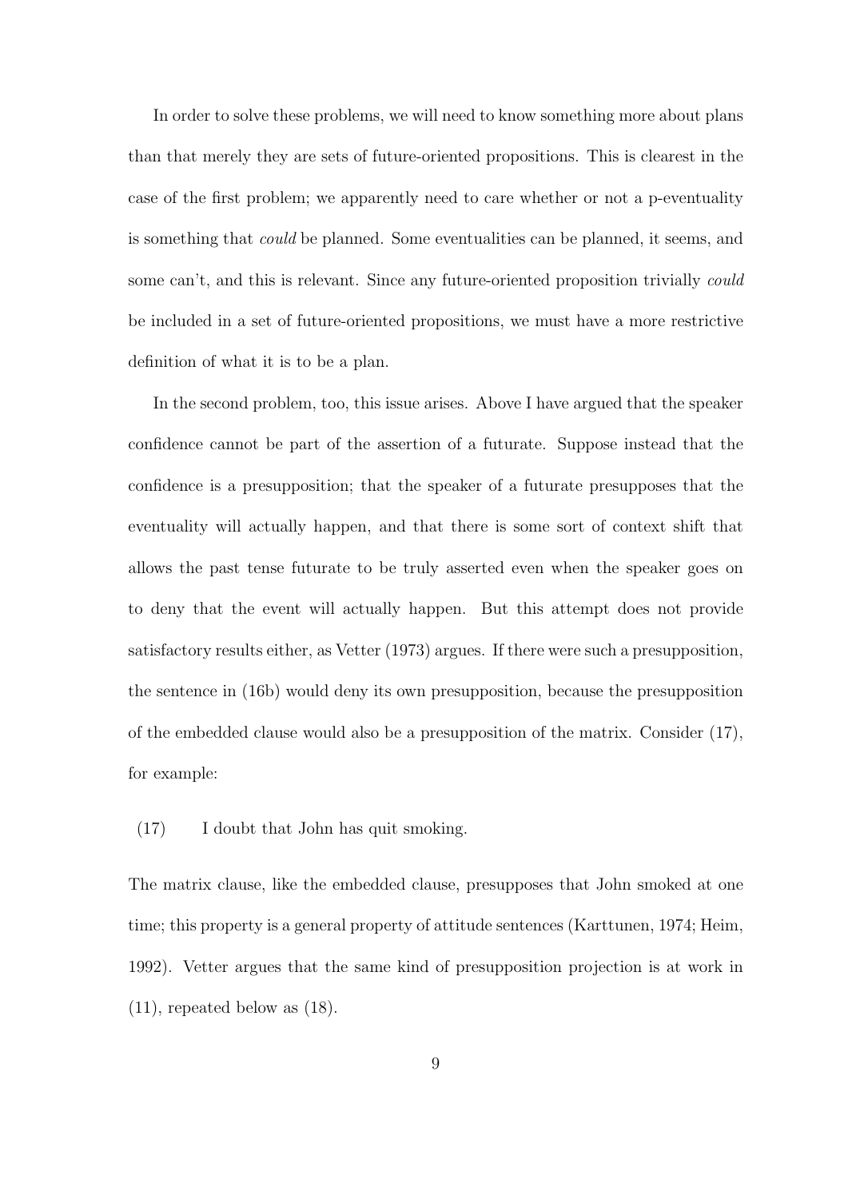In order to solve these problems, we will need to know something more about plans than that merely they are sets of future-oriented propositions. This is clearest in the case of the first problem; we apparently need to care whether or not a p-eventuality is something that *could* be planned. Some eventualities can be planned, it seems, and some can't, and this is relevant. Since any future-oriented proposition trivially *could* be included in a set of future-oriented propositions, we must have a more restrictive definition of what it is to be a plan.

In the second problem, too, this issue arises. Above I have argued that the speaker confidence cannot be part of the assertion of a futurate. Suppose instead that the confidence is a presupposition; that the speaker of a futurate presupposes that the eventuality will actually happen, and that there is some sort of context shift that allows the past tense futurate to be truly asserted even when the speaker goes on to deny that the event will actually happen. But this attempt does not provide satisfactory results either, as Vetter (1973) argues. If there were such a presupposition, the sentence in (16b) would deny its own presupposition, because the presupposition of the embedded clause would also be a presupposition of the matrix. Consider (17), for example:

(17) I doubt that John has quit smoking.

The matrix clause, like the embedded clause, presupposes that John smoked at one time; this property is a general property of attitude sentences (Karttunen, 1974; Heim, 1992). Vetter argues that the same kind of presupposition projection is at work in (11), repeated below as (18).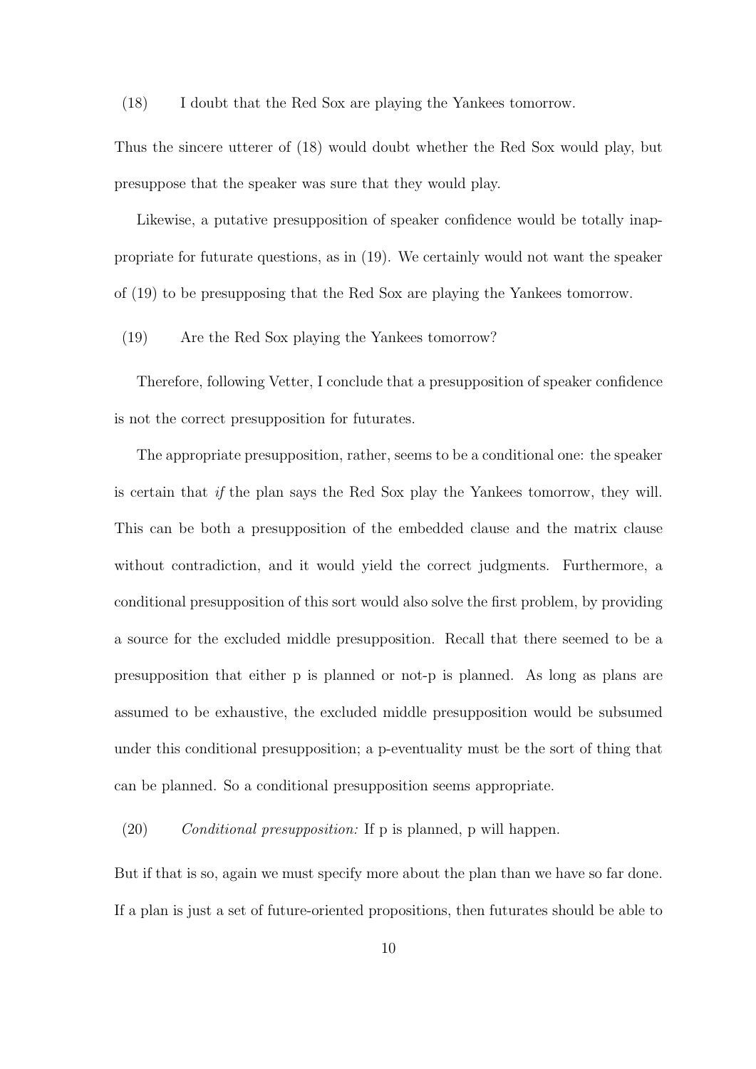(18) I doubt that the Red Sox are playing the Yankees tomorrow.

Thus the sincere utterer of (18) would doubt whether the Red Sox would play, but presuppose that the speaker was sure that they would play.

Likewise, a putative presupposition of speaker confidence would be totally inappropriate for futurate questions, as in (19). We certainly would not want the speaker of (19) to be presupposing that the Red Sox are playing the Yankees tomorrow.

(19) Are the Red Sox playing the Yankees tomorrow?

Therefore, following Vetter, I conclude that a presupposition of speaker confidence is not the correct presupposition for futurates.

The appropriate presupposition, rather, seems to be a conditional one: the speaker is certain that *if* the plan says the Red Sox play the Yankees tomorrow, they will. This can be both a presupposition of the embedded clause and the matrix clause without contradiction, and it would yield the correct judgments. Furthermore, a conditional presupposition of this sort would also solve the first problem, by providing a source for the excluded middle presupposition. Recall that there seemed to be a presupposition that either p is planned or not-p is planned. As long as plans are assumed to be exhaustive, the excluded middle presupposition would be subsumed under this conditional presupposition; a p-eventuality must be the sort of thing that can be planned. So a conditional presupposition seems appropriate.

(20) *Conditional presupposition:* If p is planned, p will happen.

But if that is so, again we must specify more about the plan than we have so far done. If a plan is just a set of future-oriented propositions, then futurates should be able to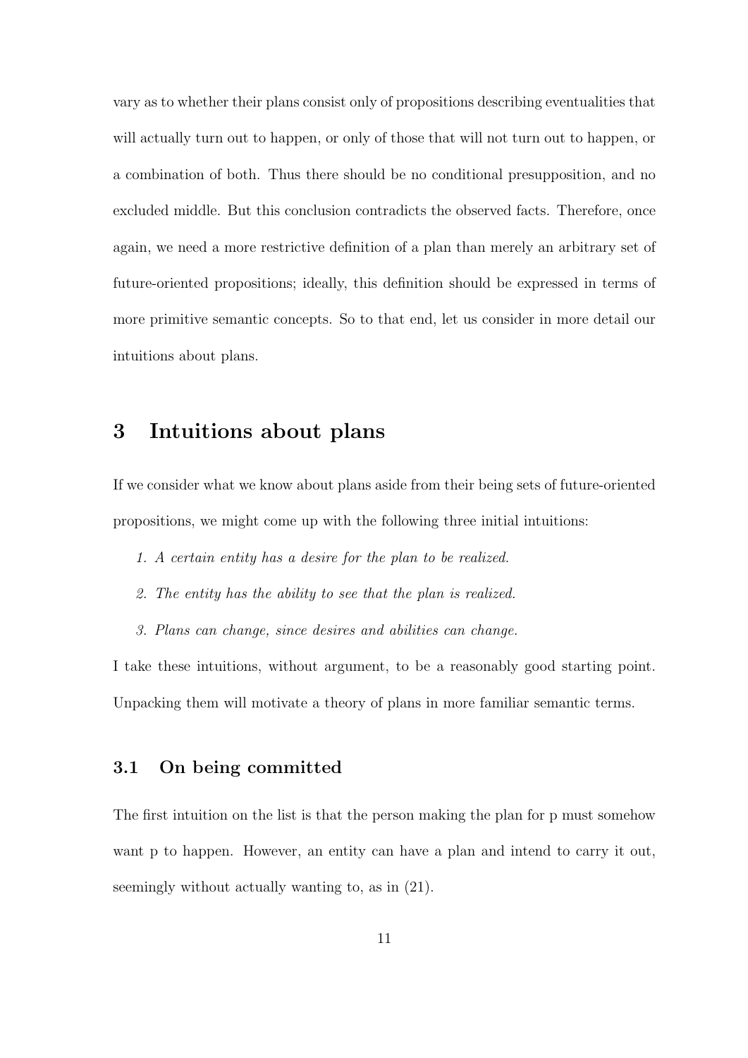vary as to whether their plans consist only of propositions describing eventualities that will actually turn out to happen, or only of those that will not turn out to happen, or a combination of both. Thus there should be no conditional presupposition, and no excluded middle. But this conclusion contradicts the observed facts. Therefore, once again, we need a more restrictive definition of a plan than merely an arbitrary set of future-oriented propositions; ideally, this definition should be expressed in terms of more primitive semantic concepts. So to that end, let us consider in more detail our intuitions about plans.

## 3 Intuitions about plans

If we consider what we know about plans aside from their being sets of future-oriented propositions, we might come up with the following three initial intuitions:

1. *A certain entity has a desire for the plan to be realized.*
2. *The entity has the ability to see that the plan is realized.*
3. *Plans can change, since desires and abilities can change.*

I take these intuitions, without argument, to be a reasonably good starting point. Unpacking them will motivate a theory of plans in more familiar semantic terms.

### 3.1 On being committed

The first intuition on the list is that the person making the plan for p must somehow want p to happen. However, an entity can have a plan and intend to carry it out, seemingly without actually wanting to, as in (21).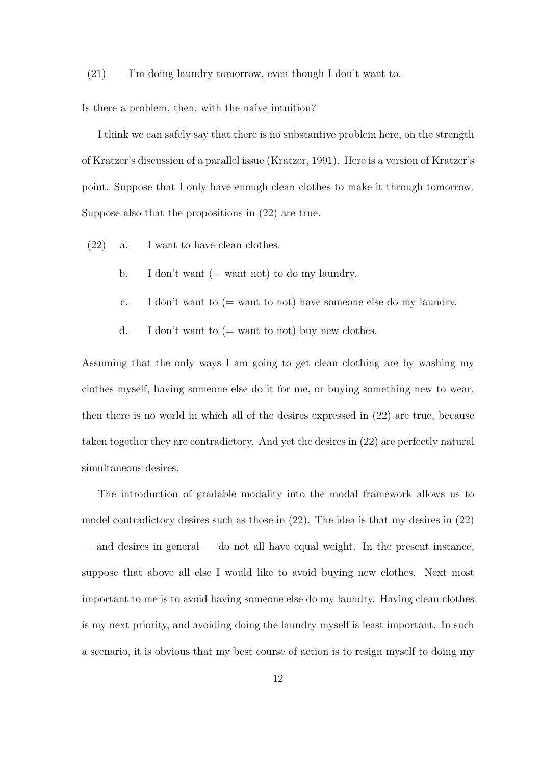(21) I'm doing laundry tomorrow, even though I don't want to.

Is there a problem, then, with the naive intuition?

I think we can safely say that there is no substantive problem here, on the strength of Kratzer's discussion of a parallel issue (Kratzer, 1991). Here is a version of Kratzer's point. Suppose that I only have enough clean clothes to make it through tomorrow. Suppose also that the propositions in (22) are true.

(22) a. I want to have clean clothes.

b. I don't want (= want not) to do my laundry.

c. I don't want to (= want to not) have someone else do my laundry.

d. I don't want to (= want to not) buy new clothes.

Assuming that the only ways I am going to get clean clothing are by washing my clothes myself, having someone else do it for me, or buying something new to wear, then there is no world in which all of the desires expressed in (22) are true, because taken together they are contradictory. And yet the desires in (22) are perfectly natural simultaneous desires.

The introduction of gradable modality into the modal framework allows us to model contradictory desires such as those in (22). The idea is that my desires in (22) — and desires in general — do not all have equal weight. In the present instance, suppose that above all else I would like to avoid buying new clothes. Next most important to me is to avoid having someone else do my laundry. Having clean clothes is my next priority, and avoiding doing the laundry myself is least important. In such a scenario, it is obvious that my best course of action is to resign myself to doing my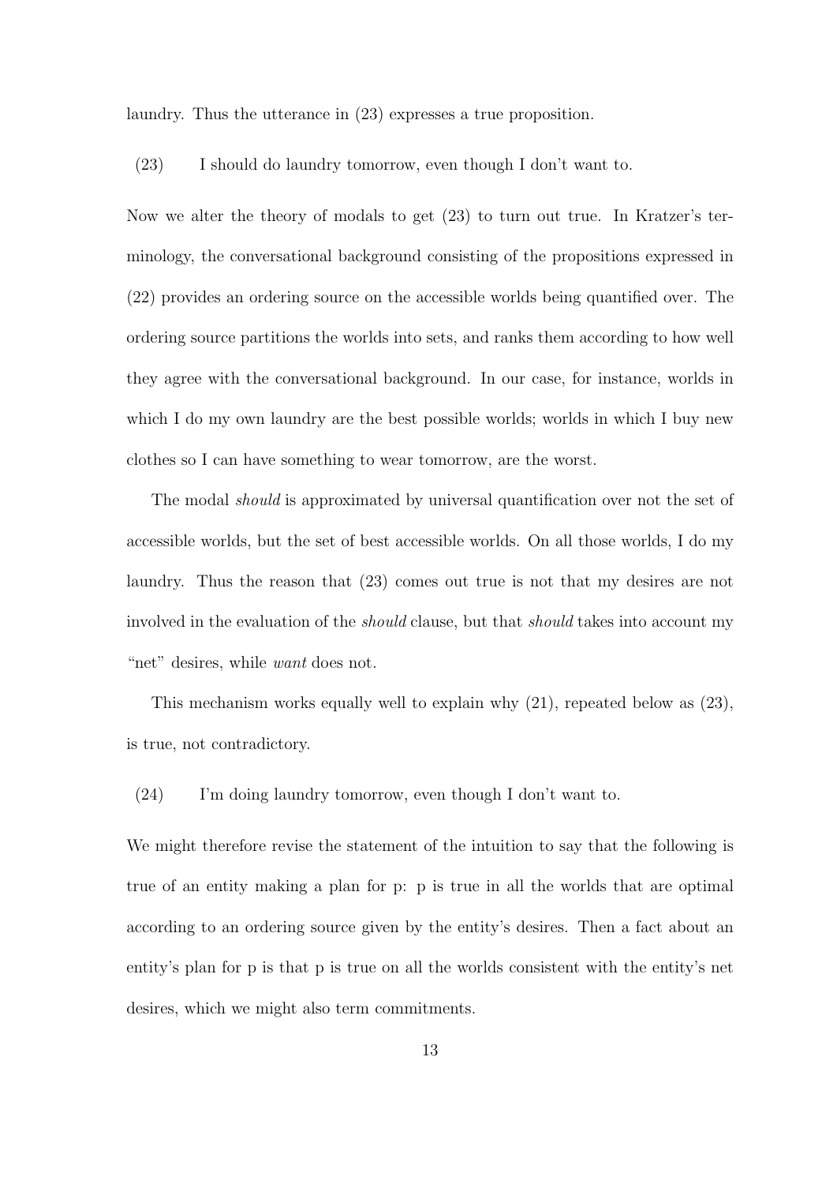laundry. Thus the utterance in (23) expresses a true proposition.

(23) I should do laundry tomorrow, even though I don't want to.

Now we alter the theory of modals to get (23) to turn out true. In Kratzer's terminology, the conversational background consisting of the propositions expressed in (22) provides an ordering source on the accessible worlds being quantified over. The ordering source partitions the worlds into sets, and ranks them according to how well they agree with the conversational background. In our case, for instance, worlds in which I do my own laundry are the best possible worlds; worlds in which I buy new clothes so I can have something to wear tomorrow, are the worst.

The modal *should* is approximated by universal quantification over not the set of accessible worlds, but the set of best accessible worlds. On all those worlds, I do my laundry. Thus the reason that (23) comes out true is not that my desires are not involved in the evaluation of the *should* clause, but that *should* takes into account my "net" desires, while *want* does not.

This mechanism works equally well to explain why (21), repeated below as (23), is true, not contradictory.

(24) I'm doing laundry tomorrow, even though I don't want to.

We might therefore revise the statement of the intuition to say that the following is true of an entity making a plan for p: p is true in all the worlds that are optimal according to an ordering source given by the entity's desires. Then a fact about an entity's plan for p is that p is true on all the worlds consistent with the entity's net desires, which we might also term commitments.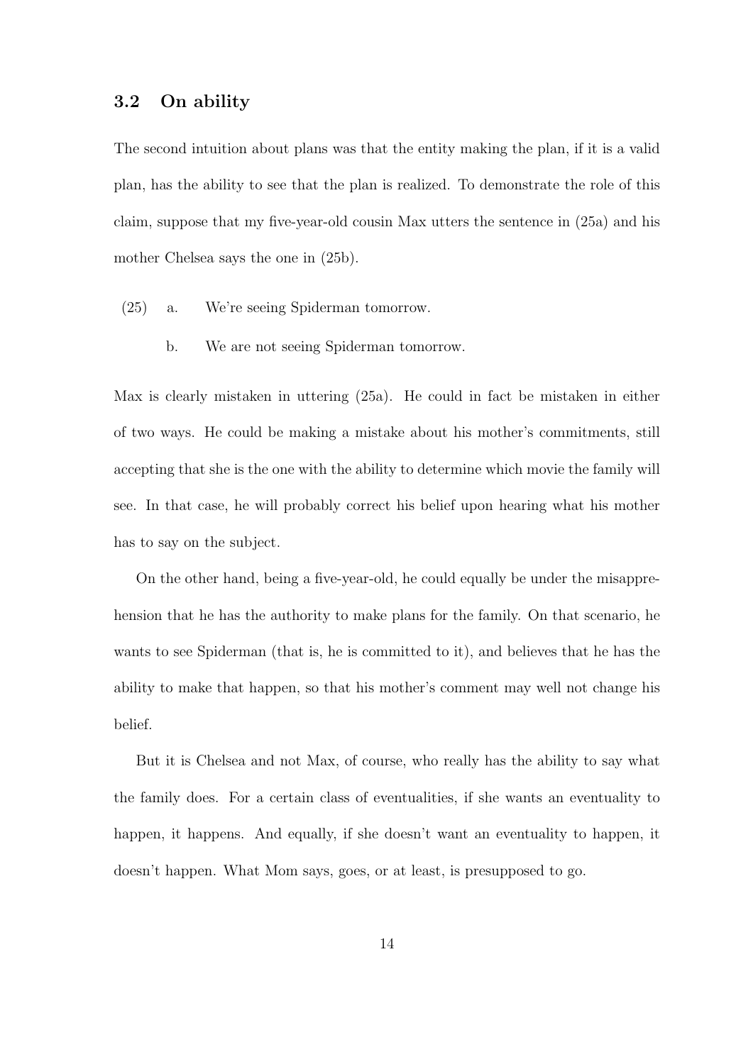### 3.2 On ability

The second intuition about plans was that the entity making the plan, if it is a valid plan, has the ability to see that the plan is realized. To demonstrate the role of this claim, suppose that my five-year-old cousin Max utters the sentence in (25a) and his mother Chelsea says the one in (25b).

(25) a. We're seeing Spiderman tomorrow.

b. We are not seeing Spiderman tomorrow.

Max is clearly mistaken in uttering (25a). He could in fact be mistaken in either of two ways. He could be making a mistake about his mother's commitments, still accepting that she is the one with the ability to determine which movie the family will see. In that case, he will probably correct his belief upon hearing what his mother has to say on the subject.

On the other hand, being a five-year-old, he could equally be under the misapprehension that he has the authority to make plans for the family. On that scenario, he wants to see Spiderman (that is, he is committed to it), and believes that he has the ability to make that happen, so that his mother's comment may well not change his belief.

But it is Chelsea and not Max, of course, who really has the ability to say what the family does. For a certain class of eventualities, if she wants an eventuality to happen, it happens. And equally, if she doesn't want an eventuality to happen, it doesn't happen. What Mom says, goes, or at least, is presupposed to go.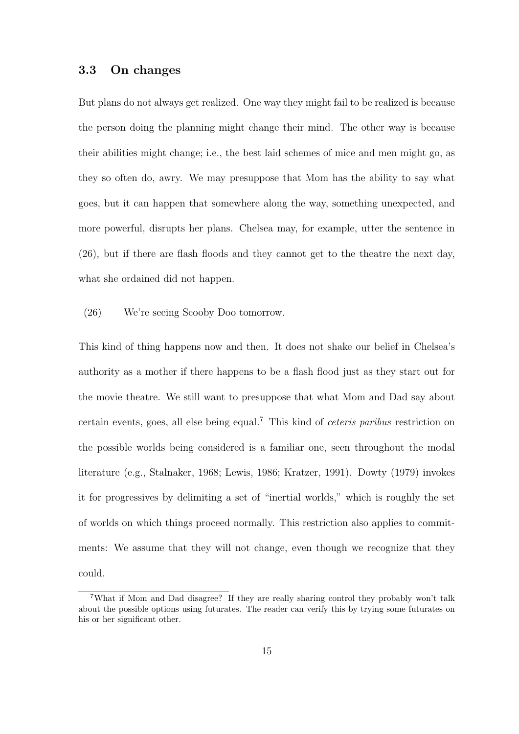### 3.3 On changes

But plans do not always get realized. One way they might fail to be realized is because the person doing the planning might change their mind. The other way is because their abilities might change; i.e., the best laid schemes of mice and men might go, as they so often do, awry. We may presuppose that Mom has the ability to say what goes, but it can happen that somewhere along the way, something unexpected, and more powerful, disrupts her plans. Chelsea may, for example, utter the sentence in (26), but if there are flash floods and they cannot get to the theatre the next day, what she ordained did not happen.

(26) We're seeing Scooby Doo tomorrow.

This kind of thing happens now and then. It does not shake our belief in Chelsea's authority as a mother if there happens to be a flash flood just as they start out for the movie theatre. We still want to presuppose that what Mom and Dad say about certain events, goes, all else being equal.[7] This kind of *ceteris paribus* restriction on the possible worlds being considered is a familiar one, seen throughout the modal literature (e.g., Stalnaker, 1968; Lewis, 1986; Kratzer, 1991). Dowty (1979) invokes it for progressives by delimiting a set of "inertial worlds," which is roughly the set of worlds on which things proceed normally. This restriction also applies to commitments: We assume that they will not change, even though we recognize that they could.

[7] What if Mom and Dad disagree? If they are really sharing control they probably won't talk about the possible options using futurates. The reader can verify this by trying some futurates on his or her significant other.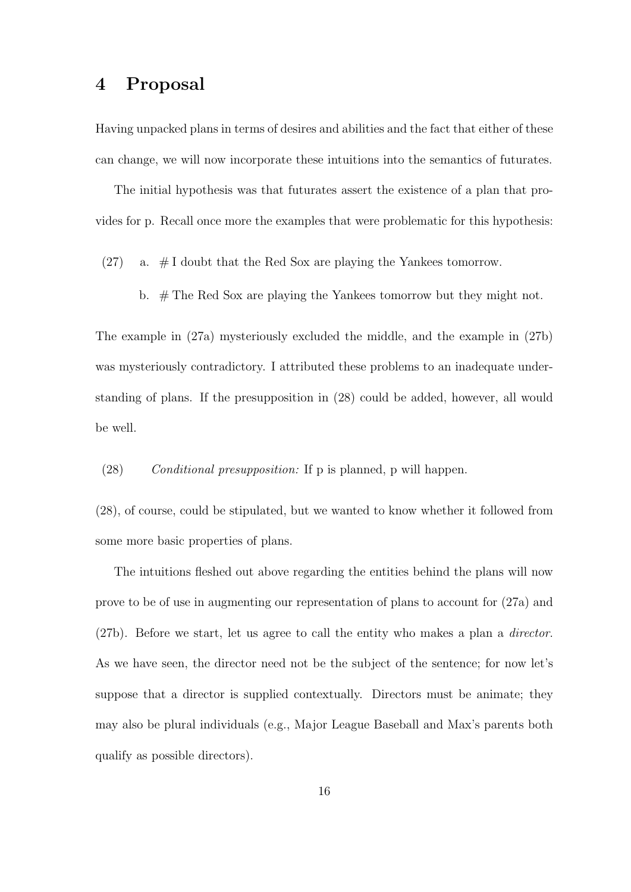# 4 Proposal

Having unpacked plans in terms of desires and abilities and the fact that either of these can change, we will now incorporate these intuitions into the semantics of futurates.

The initial hypothesis was that futurates assert the existence of a plan that provides for p. Recall once more the examples that were problematic for this hypothesis:

(27) a. # I doubt that the Red Sox are playing the Yankees tomorrow.

b. # The Red Sox are playing the Yankees tomorrow but they might not.

The example in (27a) mysteriously excluded the middle, and the example in (27b) was mysteriously contradictory. I attributed these problems to an inadequate understanding of plans. If the presupposition in (28) could be added, however, all would be well.

(28) *Conditional presupposition:* If p is planned, p will happen.

(28), of course, could be stipulated, but we wanted to know whether it followed from some more basic properties of plans.

The intuitions fleshed out above regarding the entities behind the plans will now prove to be of use in augmenting our representation of plans to account for (27a) and (27b). Before we start, let us agree to call the entity who makes a plan a *director*. As we have seen, the director need not be the subject of the sentence; for now let's suppose that a director is supplied contextually. Directors must be animate; they may also be plural individuals (e.g., Major League Baseball and Max's parents both qualify as possible directors).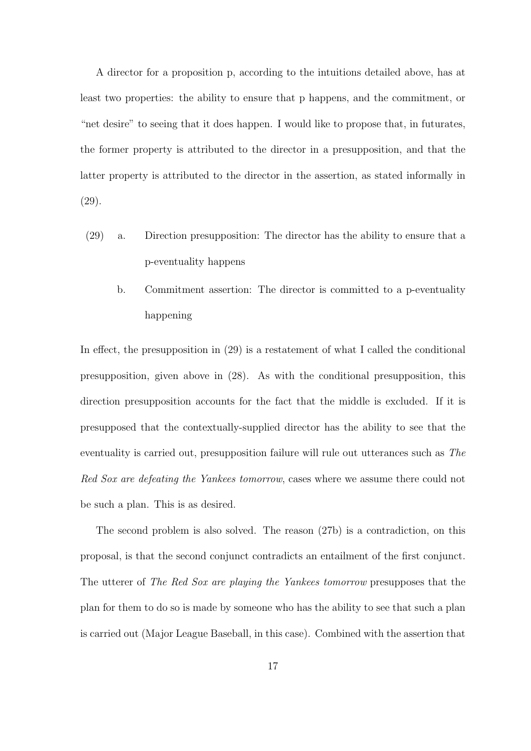A director for a proposition p, according to the intuitions detailed above, has at least two properties: the ability to ensure that p happens, and the commitment, or "net desire" to seeing that it does happen. I would like to propose that, in futurates, the former property is attributed to the director in a presupposition, and that the latter property is attributed to the director in the assertion, as stated informally in (29).

(29) a. Direction presupposition: The director has the ability to ensure that a p-eventuality happens

b. Commitment assertion: The director is committed to a p-eventuality happening

In effect, the presupposition in (29) is a restatement of what I called the conditional presupposition, given above in (28). As with the conditional presupposition, this direction presupposition accounts for the fact that the middle is excluded. If it is presupposed that the contextually-supplied director has the ability to see that the eventuality is carried out, presupposition failure will rule out utterances such as *The Red Sox are defeating the Yankees tomorrow*, cases where we assume there could not be such a plan. This is as desired.

The second problem is also solved. The reason (27b) is a contradiction, on this proposal, is that the second conjunct contradicts an entailment of the first conjunct. The utterer of *The Red Sox are playing the Yankees tomorrow* presupposes that the plan for them to do so is made by someone who has the ability to see that such a plan is carried out (Major League Baseball, in this case). Combined with the assertion that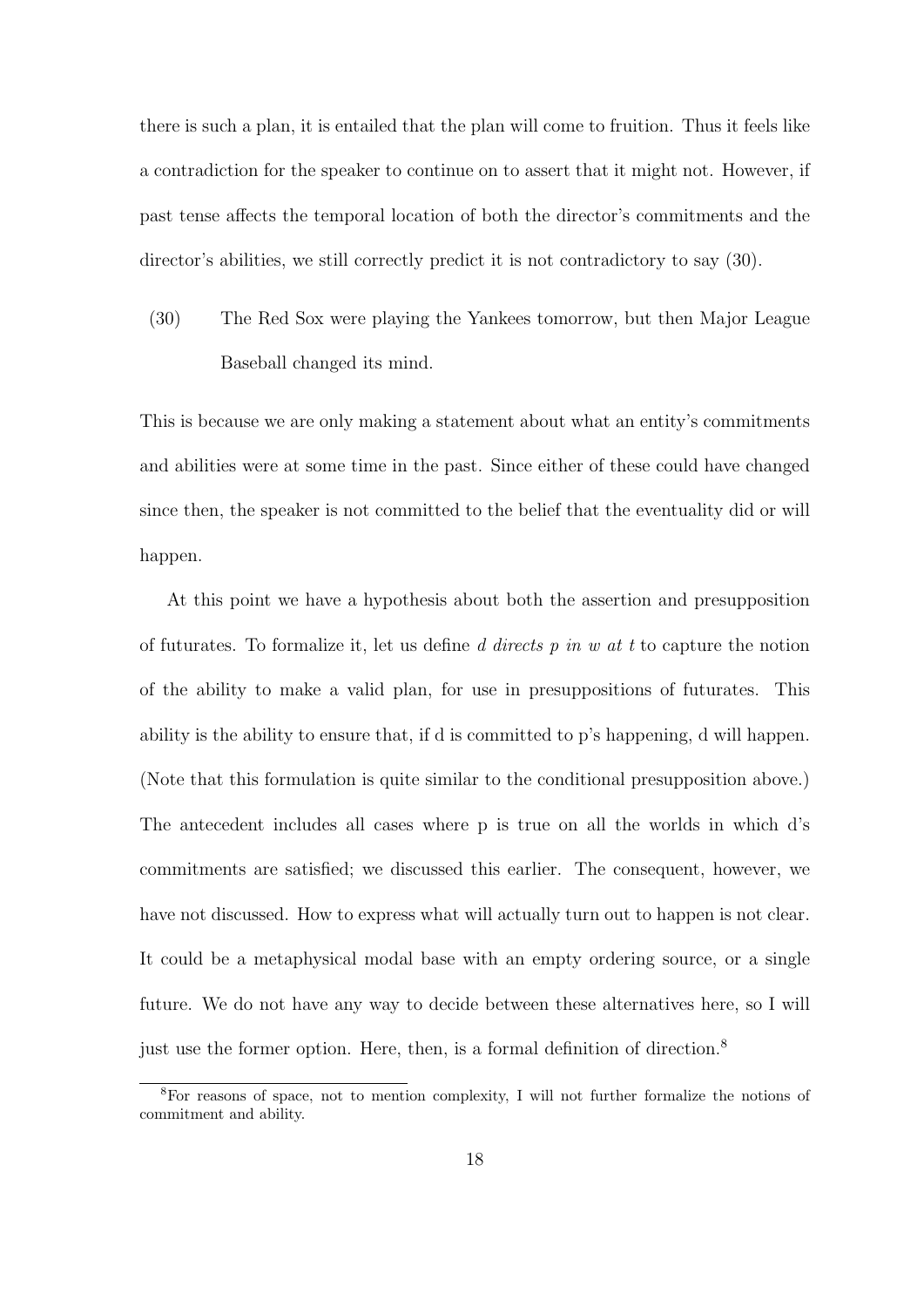there is such a plan, it is entailed that the plan will come to fruition. Thus it feels like a contradiction for the speaker to continue on to assert that it might not. However, if past tense affects the temporal location of both the director's commitments and the director's abilities, we still correctly predict it is not contradictory to say (30).

(30) The Red Sox were playing the Yankees tomorrow, but then Major League Baseball changed its mind.

This is because we are only making a statement about what an entity's commitments and abilities were at some time in the past. Since either of these could have changed since then, the speaker is not committed to the belief that the eventuality did or will happen.

At this point we have a hypothesis about both the assertion and presupposition of futurates. To formalize it, let us define *d directs p in w at t* to capture the notion of the ability to make a valid plan, for use in presuppositions of futurates. This ability is the ability to ensure that, if d is committed to p's happening, d will happen. (Note that this formulation is quite similar to the conditional presupposition above.) The antecedent includes all cases where p is true on all the worlds in which d's commitments are satisfied; we discussed this earlier. The consequent, however, we have not discussed. How to express what will actually turn out to happen is not clear. It could be a metaphysical modal base with an empty ordering source, or a single future. We do not have any way to decide between these alternatives here, so I will just use the former option. Here, then, is a formal definition of direction.[8]

[8]For reasons of space, not to mention complexity, I will not further formalize the notions of commitment and ability.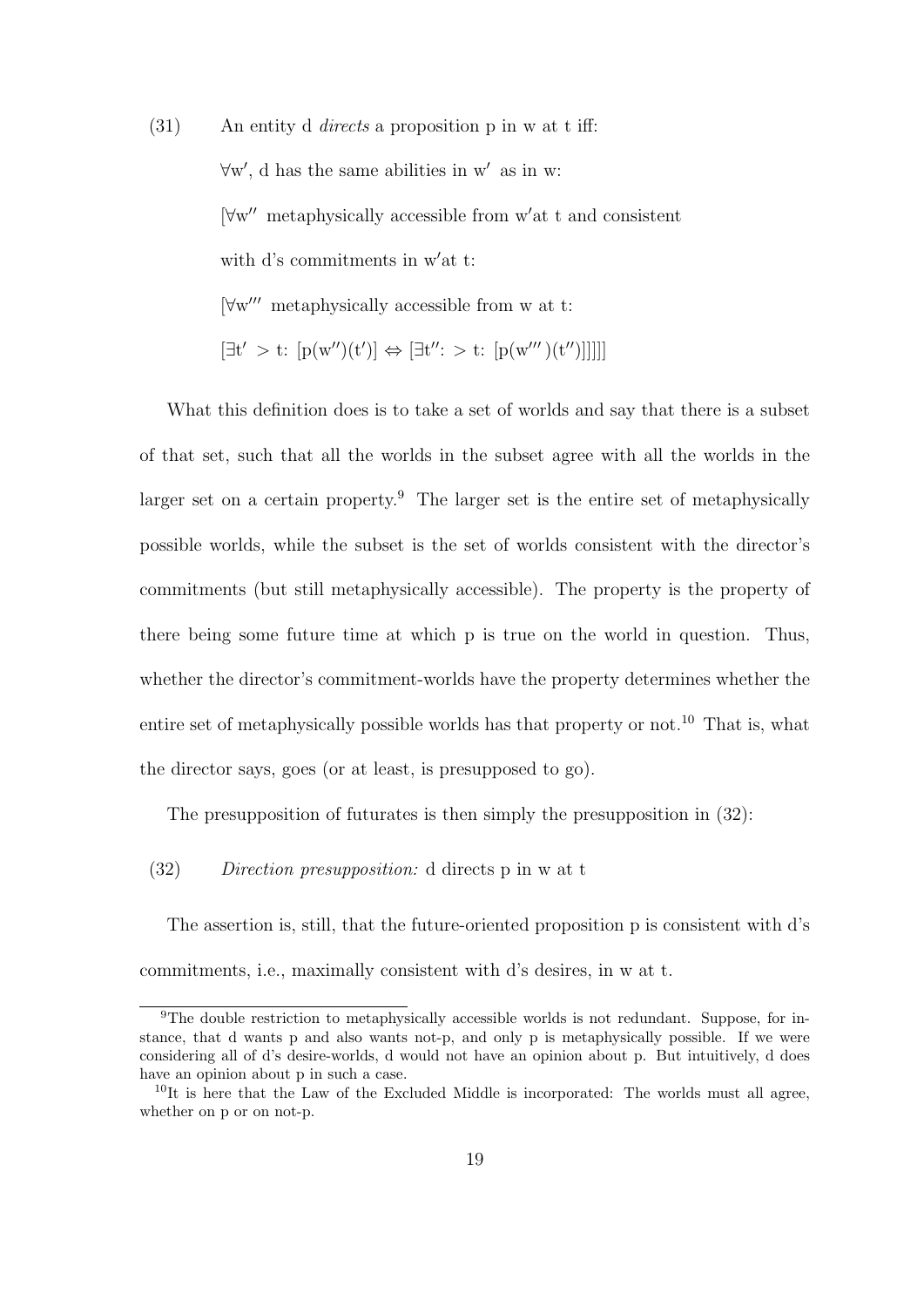(31) An entity d *directs* a proposition p in w at t iff:

$\forall$w′, d has the same abilities in w′ as in w:

[$\forall$w′′ metaphysically accessible from w′at t and consistent with d's commitments in w′at t:

[$\forall$w′′′ metaphysically accessible from w at t:

$[\exists t' > t\text{: } [p(w'')(t')] \Leftrightarrow [\exists t''\text{: } > t\text{: } [p(w''')(t'')]]]]]$

What this definition does is to take a set of worlds and say that there is a subset of that set, such that all the worlds in the subset agree with all the worlds in the larger set on a certain property.[9] The larger set is the entire set of metaphysically possible worlds, while the subset is the set of worlds consistent with the director's commitments (but still metaphysically accessible). The property is the property of there being some future time at which p is true on the world in question. Thus, whether the director's commitment-worlds have the property determines whether the entire set of metaphysically possible worlds has that property or not.[10] That is, what the director says, goes (or at least, is presupposed to go).

The presupposition of futurates is then simply the presupposition in (32):

(32) *Direction presupposition:* d directs p in w at t

The assertion is, still, that the future-oriented proposition p is consistent with d's commitments, i.e., maximally consistent with d's desires, in w at t.

[9] The double restriction to metaphysically accessible worlds is not redundant. Suppose, for instance, that d wants p and also wants not-p, and only p is metaphysically possible. If we were considering all of d's desire-worlds, d would not have an opinion about p. But intuitively, d does have an opinion about p in such a case.

[10] It is here that the Law of the Excluded Middle is incorporated: The worlds must all agree, whether on p or on not-p.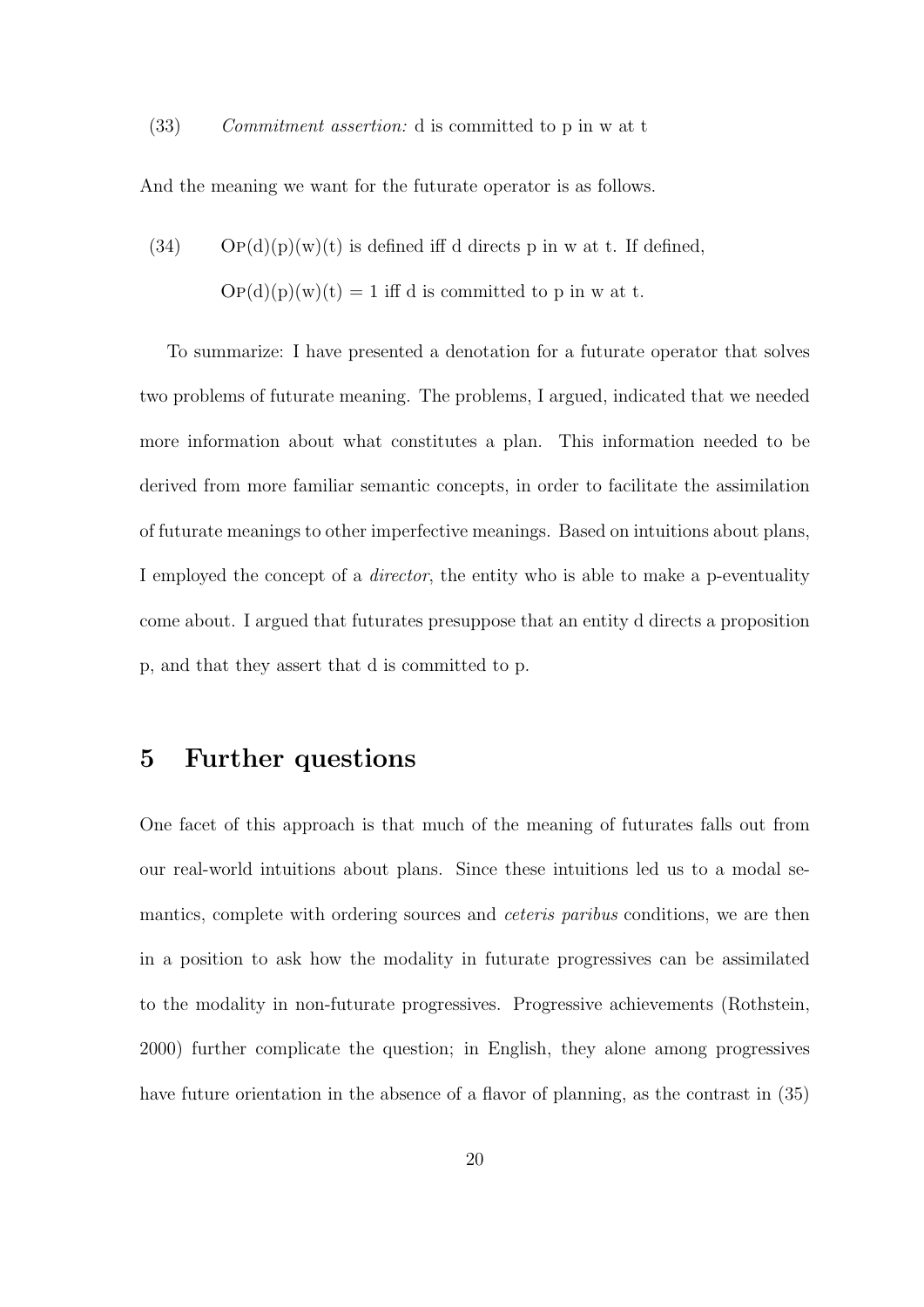(33) *Commitment assertion:* d is committed to p in w at t

And the meaning we want for the futurate operator is as follows.

(34) Op(d)(p)(w)(t) is defined iff d directs p in w at t. If defined,

Op(d)(p)(w)(t) = 1 iff d is committed to p in w at t.

To summarize: I have presented a denotation for a futurate operator that solves two problems of futurate meaning. The problems, I argued, indicated that we needed more information about what constitutes a plan. This information needed to be derived from more familiar semantic concepts, in order to facilitate the assimilation of futurate meanings to other imperfective meanings. Based on intuitions about plans, I employed the concept of a *director*, the entity who is able to make a p-eventuality come about. I argued that futurates presuppose that an entity d directs a proposition p, and that they assert that d is committed to p.

## 5 Further questions

One facet of this approach is that much of the meaning of futurates falls out from our real-world intuitions about plans. Since these intuitions led us to a modal semantics, complete with ordering sources and *ceteris paribus* conditions, we are then in a position to ask how the modality in futurate progressives can be assimilated to the modality in non-futurate progressives. Progressive achievements (Rothstein, 2000) further complicate the question; in English, they alone among progressives have future orientation in the absence of a flavor of planning, as the contrast in (35)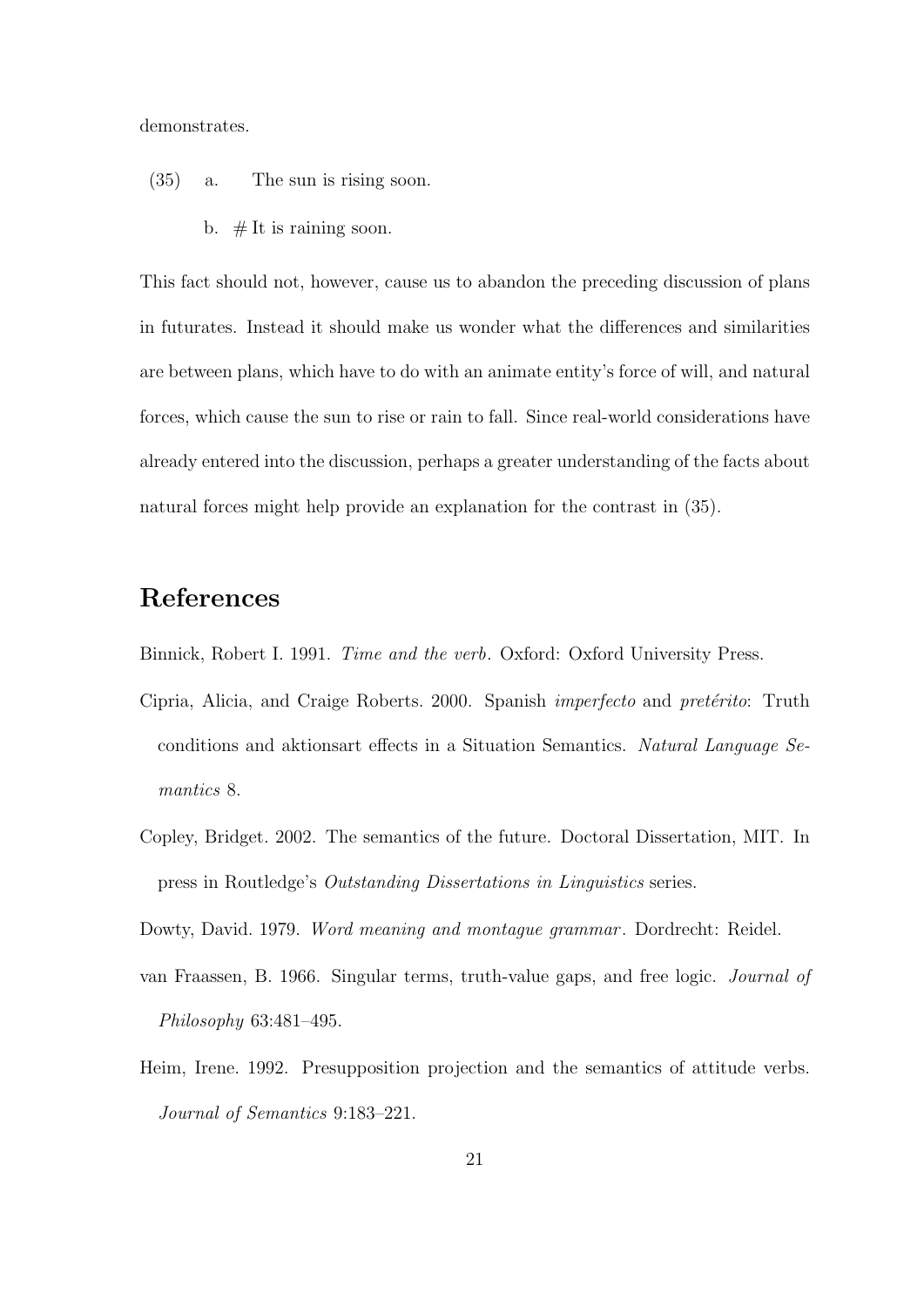demonstrates.

(35) a. The sun is rising soon.

b. # It is raining soon.

This fact should not, however, cause us to abandon the preceding discussion of plans in futurates. Instead it should make us wonder what the differences and similarities are between plans, which have to do with an animate entity's force of will, and natural forces, which cause the sun to rise or rain to fall. Since real-world considerations have already entered into the discussion, perhaps a greater understanding of the facts about natural forces might help provide an explanation for the contrast in (35).

## References

Binnick, Robert I. 1991. *Time and the verb*. Oxford: Oxford University Press.

Cipria, Alicia, and Craige Roberts. 2000. Spanish *imperfecto* and *pretérito*: Truth conditions and aktionsart effects in a Situation Semantics. *Natural Language Semantics* 8.

Copley, Bridget. 2002. The semantics of the future. Doctoral Dissertation, MIT. In press in Routledge's *Outstanding Dissertations in Linguistics* series.

Dowty, David. 1979. *Word meaning and montague grammar*. Dordrecht: Reidel.

van Fraassen, B. 1966. Singular terms, truth-value gaps, and free logic. *Journal of Philosophy* 63:481–495.

Heim, Irene. 1992. Presupposition projection and the semantics of attitude verbs. *Journal of Semantics* 9:183–221.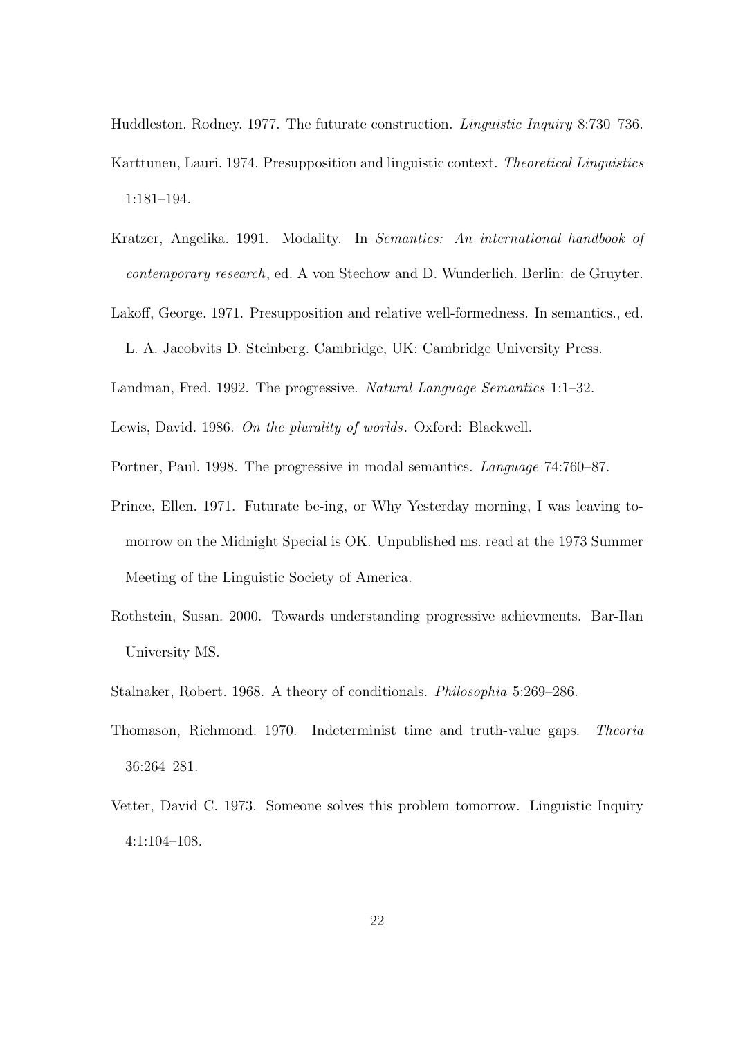Huddleston, Rodney. 1977. The futurate construction. *Linguistic Inquiry* 8:730–736.

Karttunen, Lauri. 1974. Presupposition and linguistic context. *Theoretical Linguistics* 1:181–194.

Kratzer, Angelika. 1991. Modality. In *Semantics: An international handbook of contemporary research*, ed. A von Stechow and D. Wunderlich. Berlin: de Gruyter.

Lakoff, George. 1971. Presupposition and relative well-formedness. In semantics., ed. L. A. Jacobvits D. Steinberg. Cambridge, UK: Cambridge University Press.

Landman, Fred. 1992. The progressive. *Natural Language Semantics* 1:1–32.

Lewis, David. 1986. *On the plurality of worlds*. Oxford: Blackwell.

Portner, Paul. 1998. The progressive in modal semantics. *Language* 74:760–87.

Prince, Ellen. 1971. Futurate be-ing, or Why Yesterday morning, I was leaving tomorrow on the Midnight Special is OK. Unpublished ms. read at the 1973 Summer Meeting of the Linguistic Society of America.

Rothstein, Susan. 2000. Towards understanding progressive achievments. Bar-Ilan University MS.

Stalnaker, Robert. 1968. A theory of conditionals. *Philosophia* 5:269–286.

Thomason, Richmond. 1970. Indeterminist time and truth-value gaps. *Theoria* 36:264–281.

Vetter, David C. 1973. Someone solves this problem tomorrow. Linguistic Inquiry 4:1:104–108.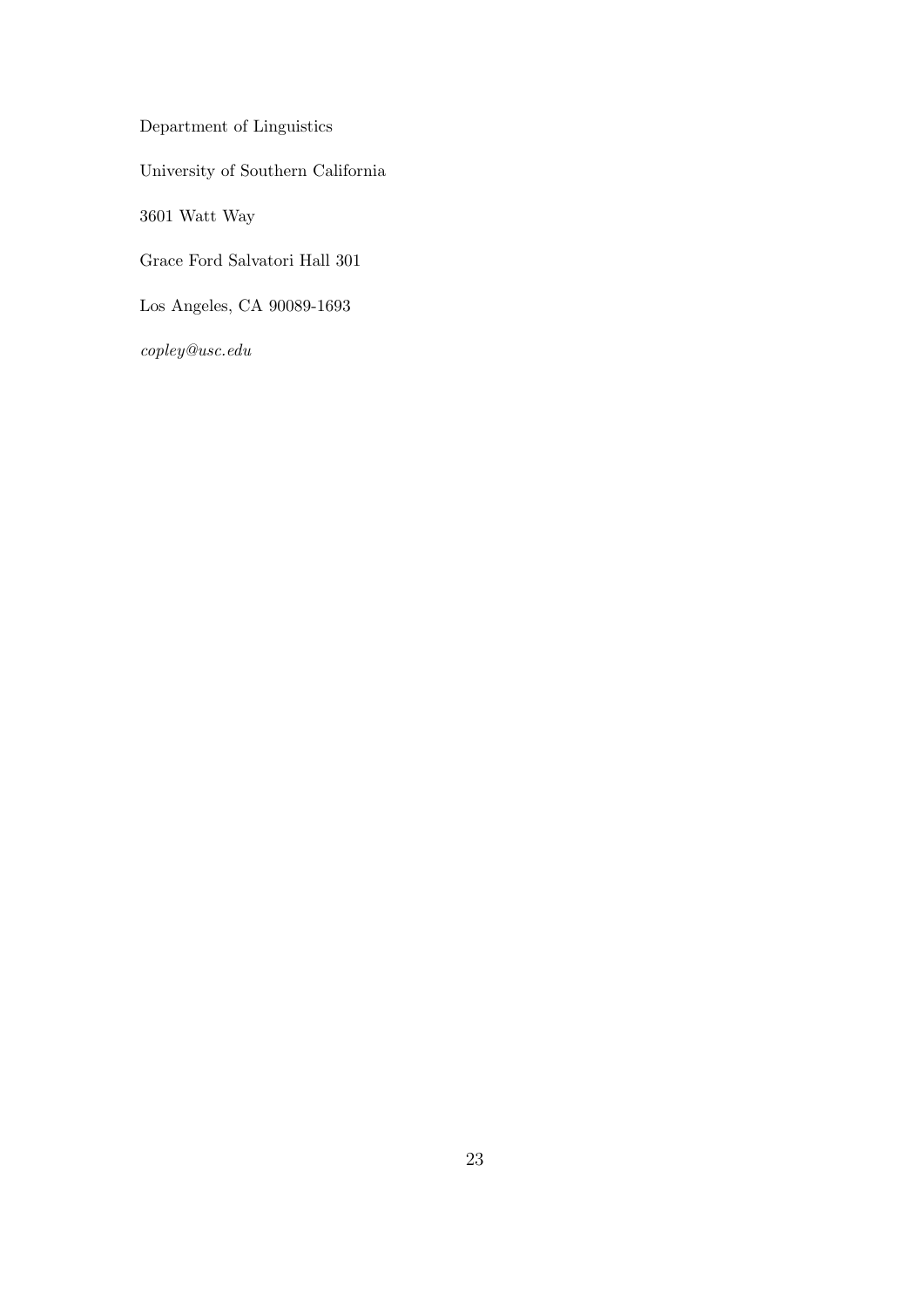Department of Linguistics

University of Southern California

3601 Watt Way

Grace Ford Salvatori Hall 301

Los Angeles, CA 90089-1693

*copley@usc.edu*